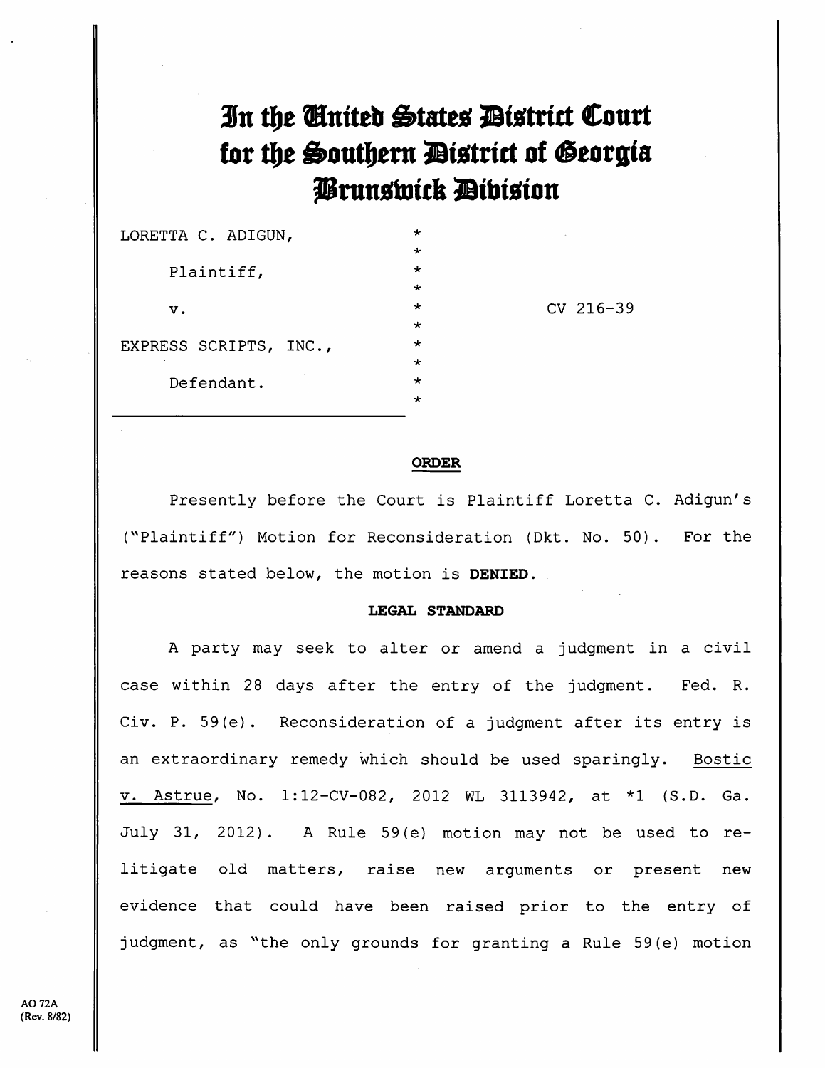# In the United States District Court for the Southern District of Georgia Brunswick Division

LORETTA C. ADIGUN,

Plaintiff,

v.

EXPRESS SCRIPTS, INC.,

Defendant.

CV 216-39

## ORDER

Presently before the Court is Plaintiff Loretta C. Adigun's ("Plaintiff") Motion for Reconsideration (Dkt. No. 50). For the reasons stated below, the motion is **DENIED**.

### LEGAL STANDARD

A party may seek to alter or amend a judgment in a civil case within 28 days after the entry of the judgment. Fed. R. Civ. P. 59(e). Reconsideration of a judgment after its entry is an extraordinary remedy which should be used sparingly. Bostic v. Astrue, No. 1:12-CV-082, 2012 WL 3113942, at *1 (S.D. Ga. July 31, 2012). A Rule 59(e) motion may not be used to re-litigate old matters, raise new arguments or present new evidence that could have been raised prior to the entry of judgment, as "the only grounds for granting a Rule 59(e) motion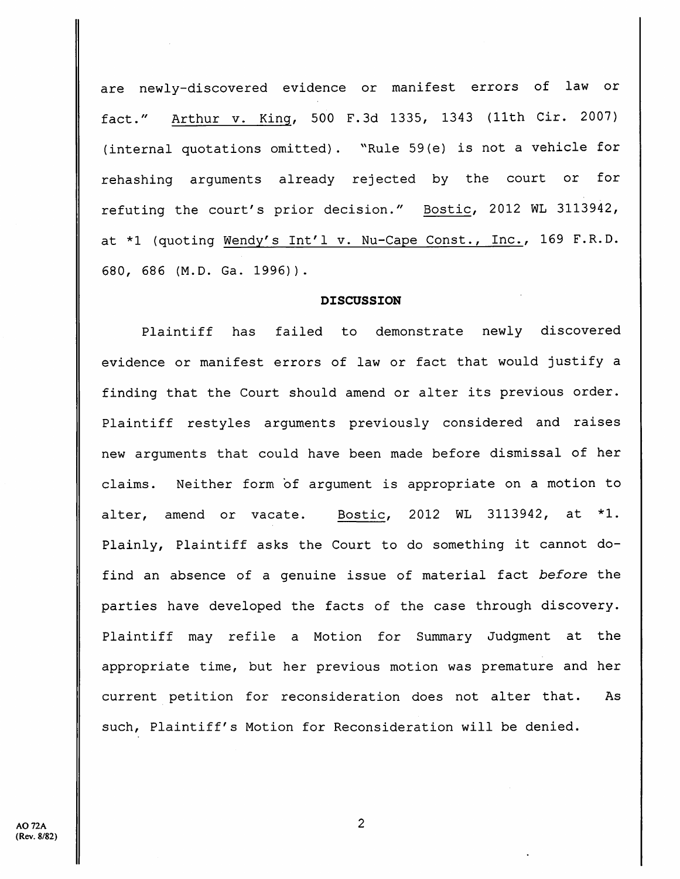are newly-discovered evidence or manifest errors of law or fact." Arthur v. King, 500 F.3d 1335, 1343 (11th Cir. 2007) (internal quotations omitted). "Rule 59(e) is not a vehicle for rehashing arguments already rejected by the court or for refuting the court's prior decision." Bostic, 2012 WL 3113942, at *1 (quoting Wendy's Int'l v. Nu-Cape Const., Inc., 169 F.R.D. 680, 686 (M.D. Ga. 1996)).

**DISCUSSION**

Plaintiff has failed to demonstrate newly discovered evidence or manifest errors of law or fact that would justify a finding that the Court should amend or alter its previous order. Plaintiff restyles arguments previously considered and raises new arguments that could have been made before dismissal of her claims. Neither form of argument is appropriate on a motion to alter, amend or vacate. Bostic, 2012 WL 3113942, at *1. Plainly, Plaintiff asks the Court to do something it cannot do-find an absence of a genuine issue of material fact *before* the parties have developed the facts of the case through discovery. Plaintiff may refile a Motion for Summary Judgment at the appropriate time, but her previous motion was premature and her current petition for reconsideration does not alter that. As such, Plaintiff's Motion for Reconsideration will be denied.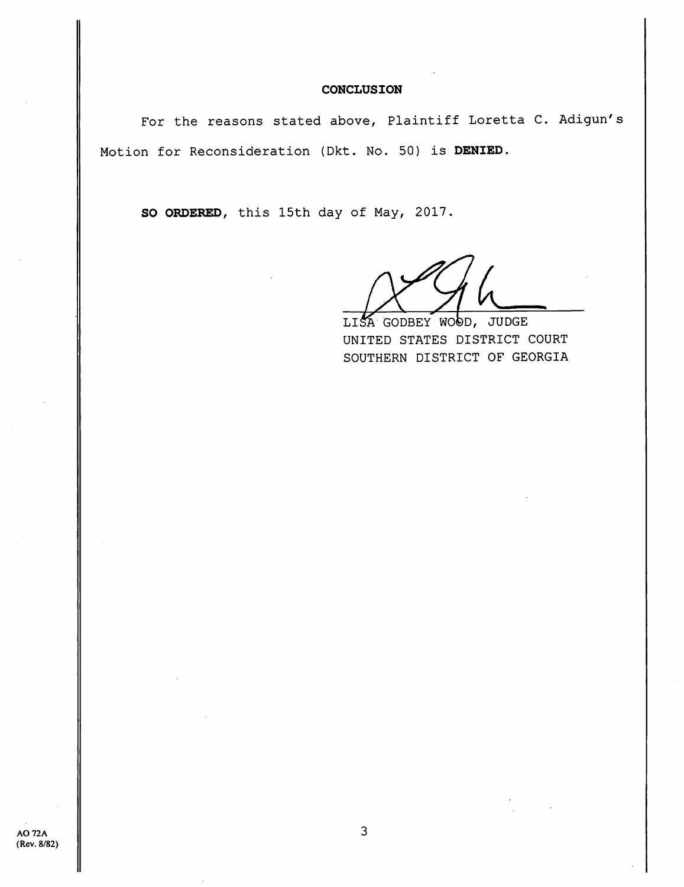## CONCLUSION

For the reasons stated above, Plaintiff Loretta C. Adigun's Motion for Reconsideration (Dkt. No. 50) is **DENIED**.

**SO ORDERED**, this 15th day of May, 2017.

LISA GODBEY WOOD, JUDGE
UNITED STATES DISTRICT COURT
SOUTHERN DISTRICT OF GEORGIA

AO 72A
(Rev. 8/82)